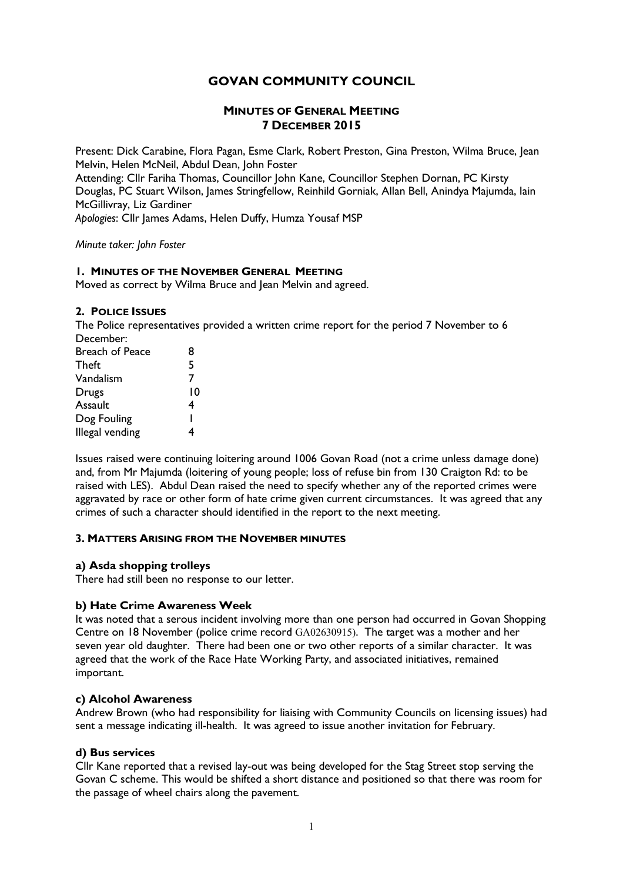# GOVAN COMMUNITY COUNCIL

## MINUTES OF GENERAL MEETING
## 7 DECEMBER 2015

Present: Dick Carabine, Flora Pagan, Esme Clark, Robert Preston, Gina Preston, Wilma Bruce, Jean Melvin, Helen McNeil, Abdul Dean, John Foster

Attending: Cllr Fariha Thomas, Councillor John Kane, Councillor Stephen Dornan, PC Kirsty Douglas, PC Stuart Wilson, James Stringfellow, Reinhild Gorniak, Allan Bell, Anindya Majumda, Iain McGillivray, Liz Gardiner

*Apologies*: Cllr James Adams, Helen Duffy, Humza Yousaf MSP

*Minute taker: John Foster*

### 1. MINUTES OF THE NOVEMBER GENERAL MEETING

Moved as correct by Wilma Bruce and Jean Melvin and agreed.

### 2. POLICE ISSUES

The Police representatives provided a written crime report for the period 7 November to 6 December:

| | |
|---|---|
| Breach of Peace | 8 |
| Theft | 5 |
| Vandalism | 7 |
| Drugs | 10 |
| Assault | 4 |
| Dog Fouling | 1 |
| Illegal vending | 4 |

Issues raised were continuing loitering around 1006 Govan Road (not a crime unless damage done) and, from Mr Majumda (loitering of young people; loss of refuse bin from 130 Craigton Rd: to be raised with LES). Abdul Dean raised the need to specify whether any of the reported crimes were aggravated by race or other form of hate crime given current circumstances. It was agreed that any crimes of such a character should identified in the report to the next meeting.

### 3. MATTERS ARISING FROM THE NOVEMBER MINUTES

#### a) Asda shopping trolleys

There had still been no response to our letter.

#### b) Hate Crime Awareness Week

It was noted that a serous incident involving more than one person had occurred in Govan Shopping Centre on 18 November (police crime record GA02630915). The target was a mother and her seven year old daughter. There had been one or two other reports of a similar character. It was agreed that the work of the Race Hate Working Party, and associated initiatives, remained important.

#### c) Alcohol Awareness

Andrew Brown (who had responsibility for liaising with Community Councils on licensing issues) had sent a message indicating ill-health. It was agreed to issue another invitation for February.

#### d) Bus services

Cllr Kane reported that a revised lay-out was being developed for the Stag Street stop serving the Govan C scheme. This would be shifted a short distance and positioned so that there was room for the passage of wheel chairs along the pavement.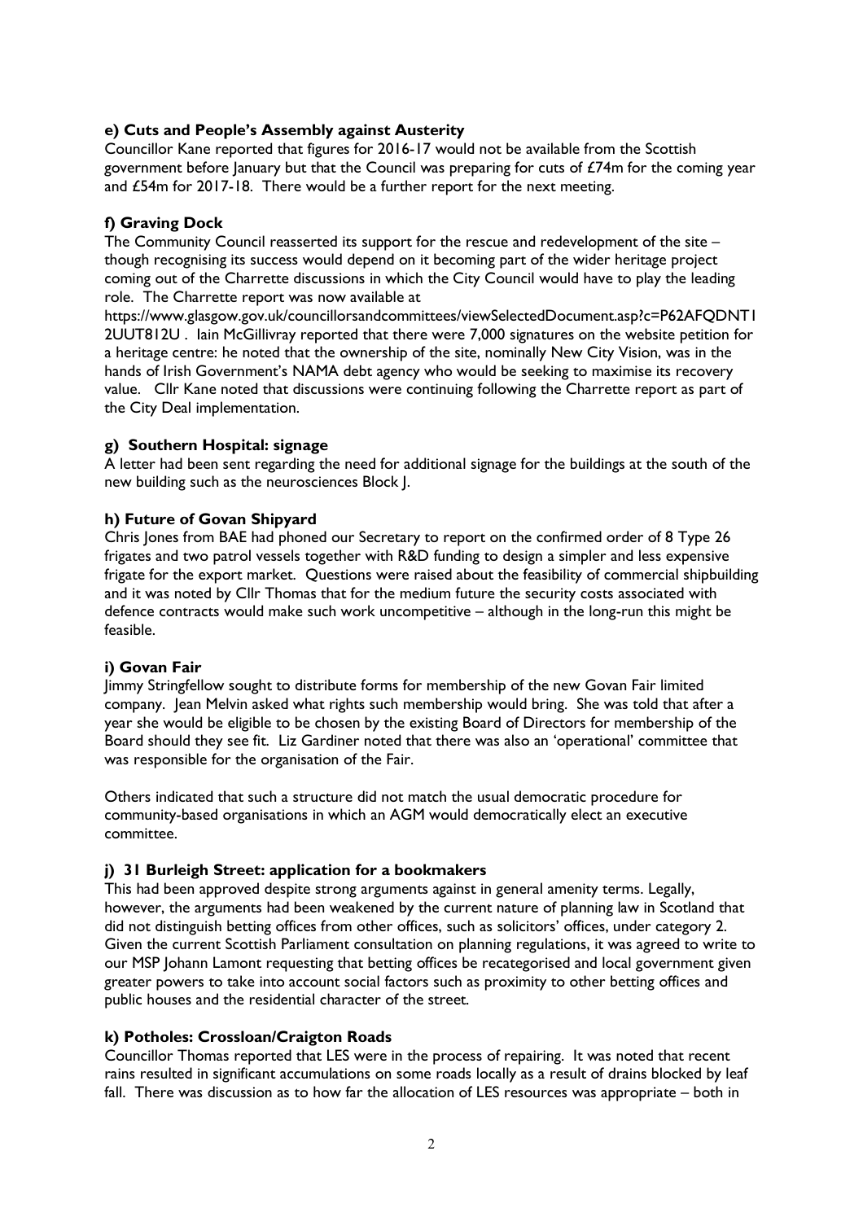#### e) Cuts and People's Assembly against Austerity

Councillor Kane reported that figures for 2016-17 would not be available from the Scottish government before January but that the Council was preparing for cuts of £74m for the coming year and £54m for 2017-18. There would be a further report for the next meeting.

#### f) Graving Dock

The Community Council reasserted its support for the rescue and redevelopment of the site – though recognising its success would depend on it becoming part of the wider heritage project coming out of the Charrette discussions in which the City Council would have to play the leading role. The Charrette report was now available at https://www.glasgow.gov.uk/councillorsandcommittees/viewSelectedDocument.asp?c=P62AFQDNT12UUT812U . Iain McGillivray reported that there were 7,000 signatures on the website petition for a heritage centre: he noted that the ownership of the site, nominally New City Vision, was in the hands of Irish Government's NAMA debt agency who would be seeking to maximise its recovery value. Cllr Kane noted that discussions were continuing following the Charrette report as part of the City Deal implementation.

#### g) Southern Hospital: signage

A letter had been sent regarding the need for additional signage for the buildings at the south of the new building such as the neurosciences Block J.

#### h) Future of Govan Shipyard

Chris Jones from BAE had phoned our Secretary to report on the confirmed order of 8 Type 26 frigates and two patrol vessels together with R&D funding to design a simpler and less expensive frigate for the export market. Questions were raised about the feasibility of commercial shipbuilding and it was noted by Cllr Thomas that for the medium future the security costs associated with defence contracts would make such work uncompetitive – although in the long-run this might be feasible.

#### i) Govan Fair

Jimmy Stringfellow sought to distribute forms for membership of the new Govan Fair limited company. Jean Melvin asked what rights such membership would bring. She was told that after a year she would be eligible to be chosen by the existing Board of Directors for membership of the Board should they see fit. Liz Gardiner noted that there was also an 'operational' committee that was responsible for the organisation of the Fair.

Others indicated that such a structure did not match the usual democratic procedure for community-based organisations in which an AGM would democratically elect an executive committee.

#### j) 31 Burleigh Street: application for a bookmakers

This had been approved despite strong arguments against in general amenity terms. Legally, however, the arguments had been weakened by the current nature of planning law in Scotland that did not distinguish betting offices from other offices, such as solicitors' offices, under category 2. Given the current Scottish Parliament consultation on planning regulations, it was agreed to write to our MSP Johann Lamont requesting that betting offices be recategorised and local government given greater powers to take into account social factors such as proximity to other betting offices and public houses and the residential character of the street.

#### k) Potholes: Crossloan/Craigton Roads

Councillor Thomas reported that LES were in the process of repairing. It was noted that recent rains resulted in significant accumulations on some roads locally as a result of drains blocked by leaf fall. There was discussion as to how far the allocation of LES resources was appropriate – both in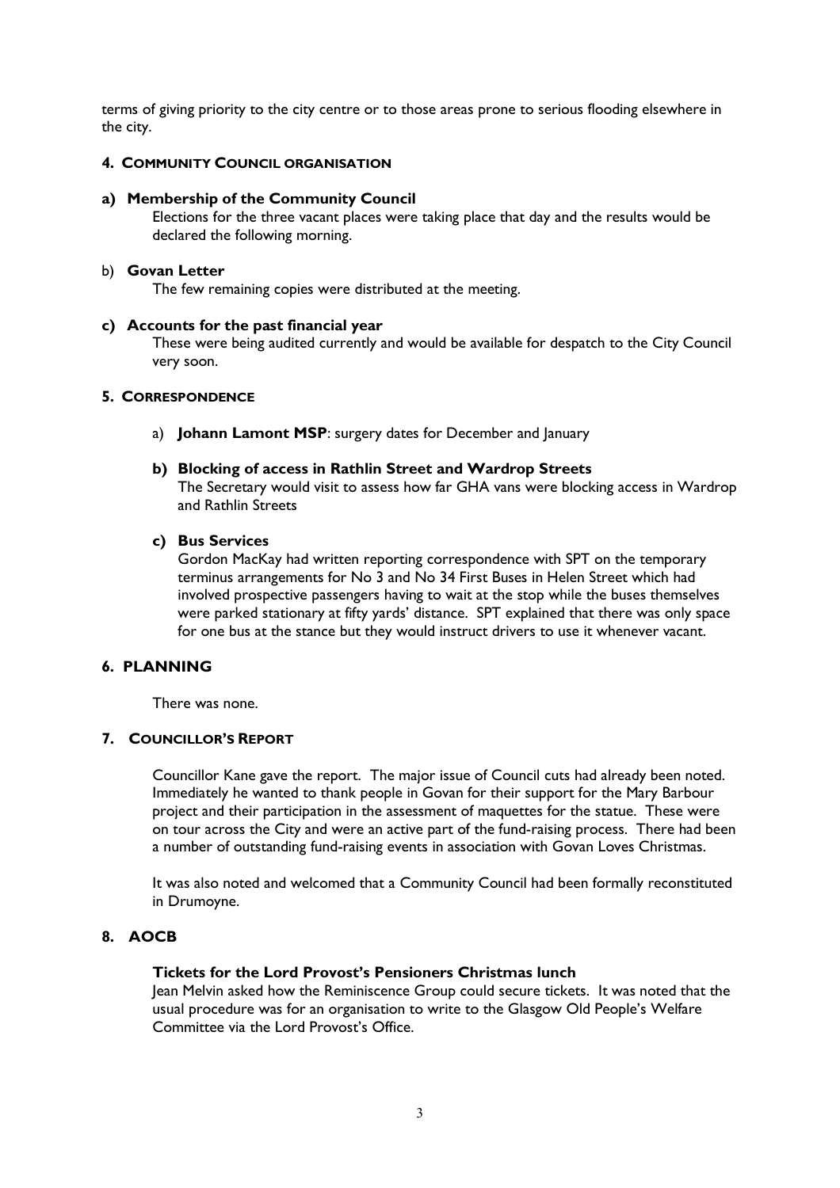terms of giving priority to the city centre or to those areas prone to serious flooding elsewhere in the city.

## 4. COMMUNITY COUNCIL ORGANISATION

### a) Membership of the Community Council

Elections for the three vacant places were taking place that day and the results would be declared the following morning.

### b) Govan Letter

The few remaining copies were distributed at the meeting.

### c) Accounts for the past financial year

These were being audited currently and would be available for despatch to the City Council very soon.

## 5. CORRESPONDENCE

a) **Johann Lamont MSP**: surgery dates for December and January

**b) Blocking of access in Rathlin Street and Wardrop Streets**

The Secretary would visit to assess how far GHA vans were blocking access in Wardrop and Rathlin Streets

**c) Bus Services**

Gordon MacKay had written reporting correspondence with SPT on the temporary terminus arrangements for No 3 and No 34 First Buses in Helen Street which had involved prospective passengers having to wait at the stop while the buses themselves were parked stationary at fifty yards' distance. SPT explained that there was only space for one bus at the stance but they would instruct drivers to use it whenever vacant.

## 6. PLANNING

There was none.

## 7. COUNCILLOR'S REPORT

Councillor Kane gave the report. The major issue of Council cuts had already been noted. Immediately he wanted to thank people in Govan for their support for the Mary Barbour project and their participation in the assessment of maquettes for the statue. These were on tour across the City and were an active part of the fund-raising process. There had been a number of outstanding fund-raising events in association with Govan Loves Christmas.

It was also noted and welcomed that a Community Council had been formally reconstituted in Drumoyne.

## 8. AOCB

**Tickets for the Lord Provost's Pensioners Christmas lunch**

Jean Melvin asked how the Reminiscence Group could secure tickets. It was noted that the usual procedure was for an organisation to write to the Glasgow Old People's Welfare Committee via the Lord Provost's Office.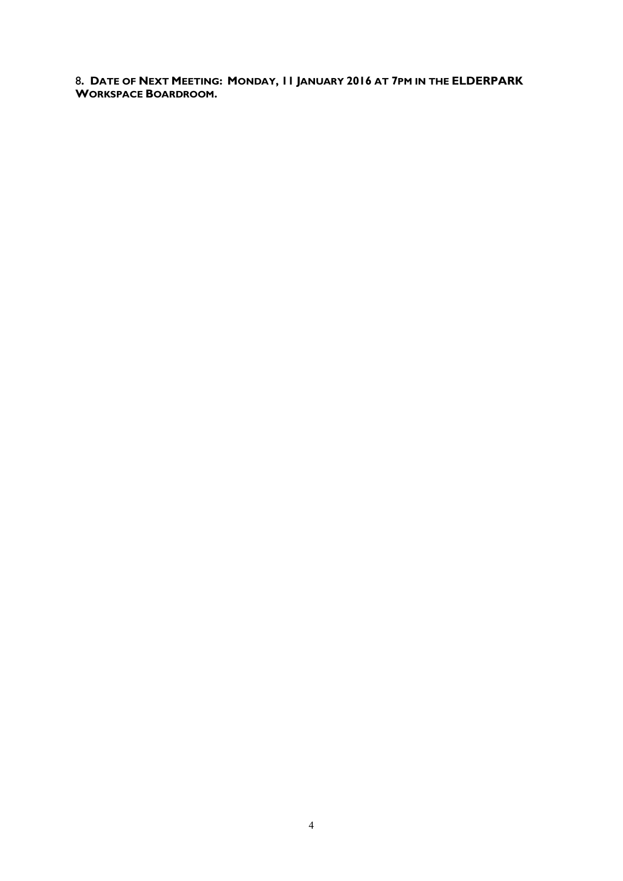8. **DATE OF NEXT MEETING: MONDAY, 11 JANUARY 2016 AT 7PM IN THE ELDERPARK WORKSPACE BOARDROOM.**